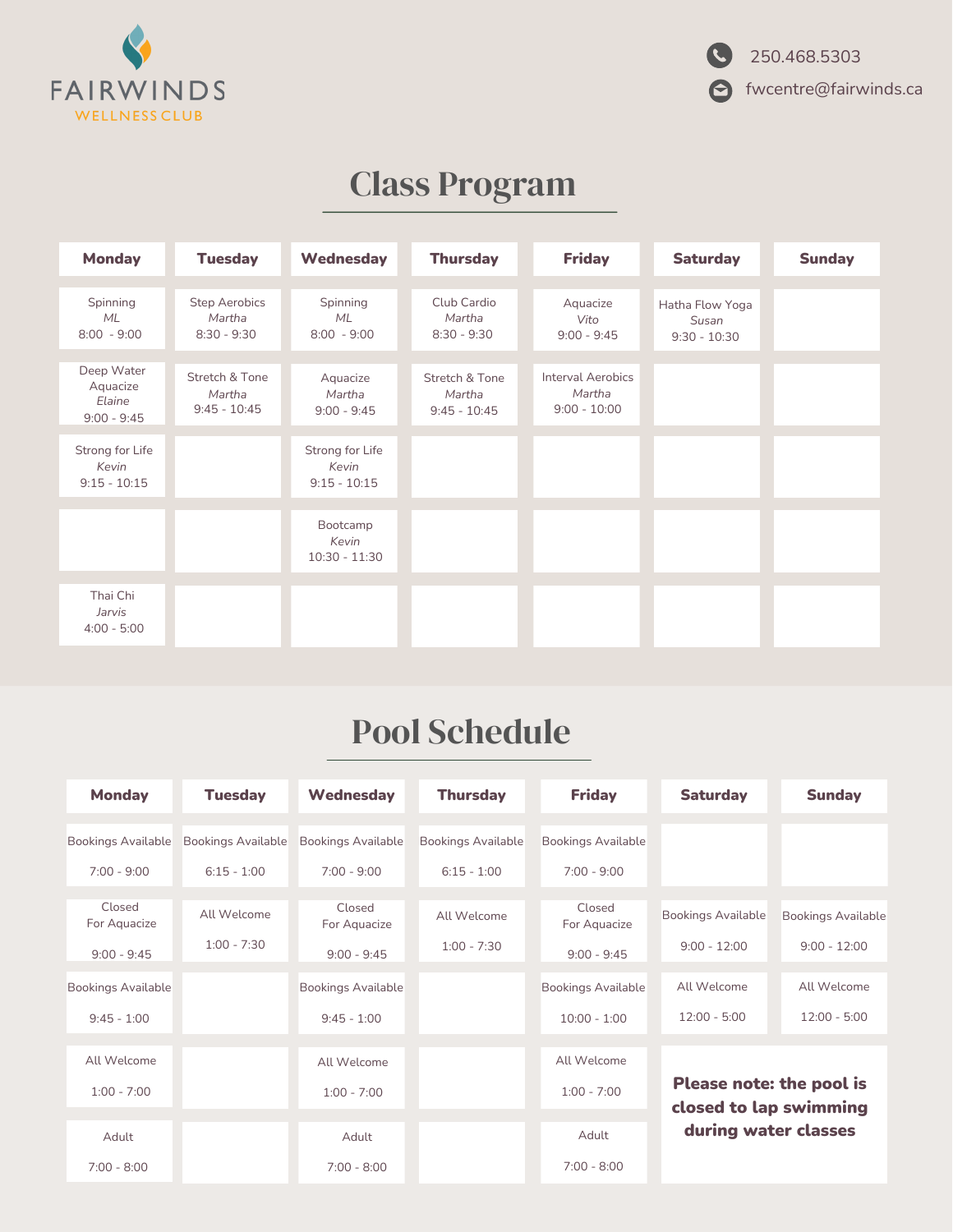FAIRWINDS
WELLNESS CLUB

250.468.5303
fwcentre@fairwinds.ca

# Class Program

| Monday | Tuesday | Wednesday | Thursday | Friday | Saturday | Sunday |
|---|---|---|---|---|---|---|
| Spinning *ML* 8:00 - 9:00 | Step Aerobics *Martha* 8:30 - 9:30 | Spinning *ML* 8:00 - 9:00 | Club Cardio *Martha* 8:30 - 9:30 | Aquacize *Vito* 9:00 - 9:45 | Hatha Flow Yoga *Susan* 9:30 - 10:30 | |
| Deep Water Aquacize *Elaine* 9:00 - 9:45 | Stretch & Tone *Martha* 9:45 - 10:45 | Aquacize *Martha* 9:00 - 9:45 | Stretch & Tone *Martha* 9:45 - 10:45 | Interval Aerobics *Martha* 9:00 - 10:00 | | |
| Strong for Life *Kevin* 9:15 - 10:15 | | Strong for Life *Kevin* 9:15 - 10:15 | | | | |
| | | Bootcamp *Kevin* 10:30 - 11:30 | | | | |
| Thai Chi *Jarvis* 4:00 - 5:00 | | | | | | |

# Pool Schedule

| Monday | Tuesday | Wednesday | Thursday | Friday | Saturday | Sunday |
|---|---|---|---|---|---|---|
| Bookings Available 7:00 - 9:00 | Bookings Available 6:15 - 1:00 | Bookings Available 7:00 - 9:00 | Bookings Available 6:15 - 1:00 | Bookings Available 7:00 - 9:00 | | |
| Closed For Aquacize 9:00 - 9:45 | All Welcome 1:00 - 7:30 | Closed For Aquacize 9:00 - 9:45 | All Welcome 1:00 - 7:30 | Closed For Aquacize 9:00 - 9:45 | Bookings Available 9:00 - 12:00 | Bookings Available 9:00 - 12:00 |
| Bookings Available 9:45 - 1:00 | | Bookings Available 9:45 - 1:00 | | Bookings Available 10:00 - 1:00 | All Welcome 12:00 - 5:00 | All Welcome 12:00 - 5:00 |
| All Welcome 1:00 - 7:00 | | All Welcome 1:00 - 7:00 | | All Welcome 1:00 - 7:00 | | |
| Adult 7:00 - 8:00 | | Adult 7:00 - 8:00 | | Adult 7:00 - 8:00 | | |

**Please note: the pool is closed to lap swimming during water classes**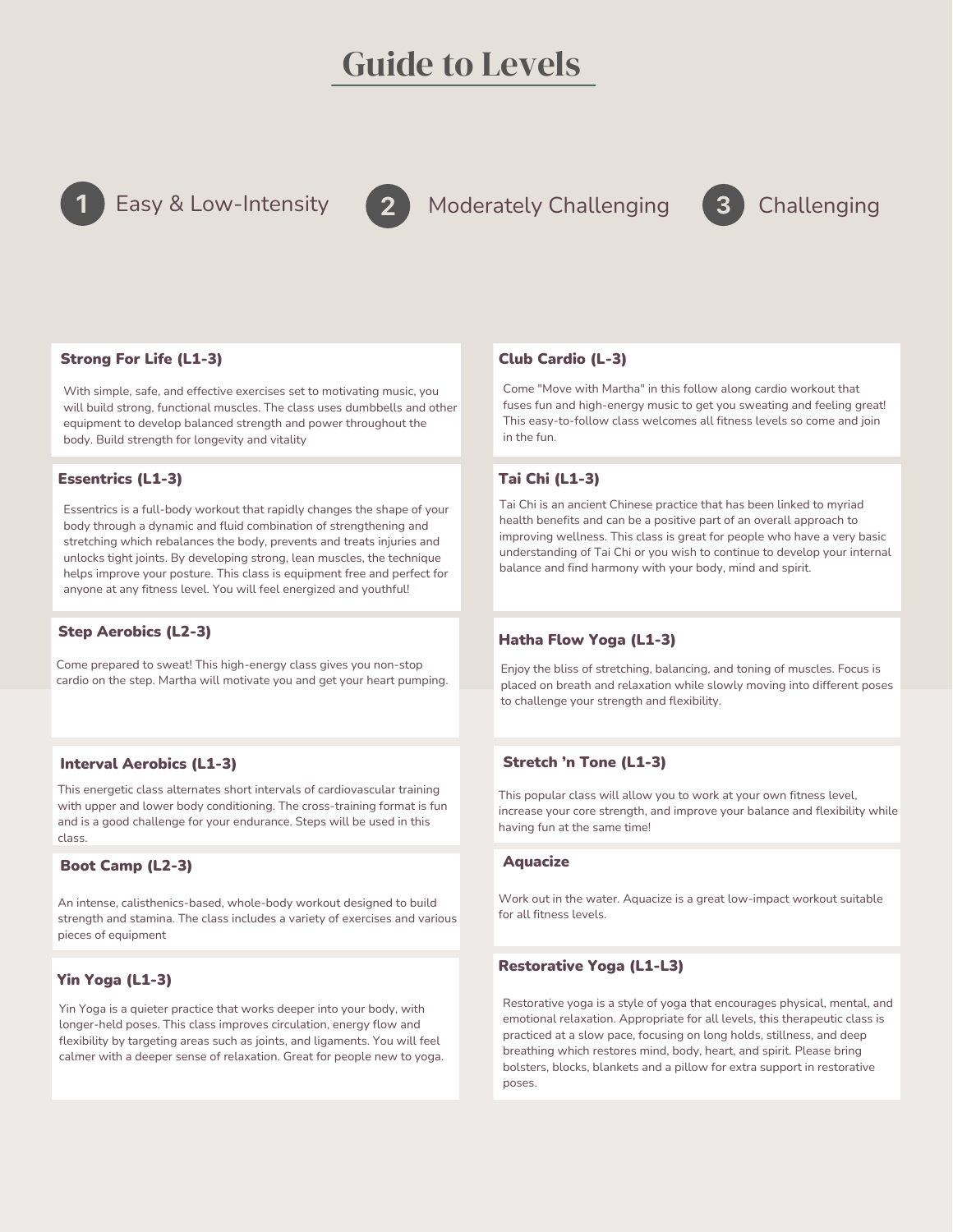# Guide to Levels

**1** Easy & Low-Intensity

**2** Moderately Challenging

**3** Challenging

### Strong For Life (L1-3)

With simple, safe, and effective exercises set to motivating music, you will build strong, functional muscles. The class uses dumbbells and other equipment to develop balanced strength and power throughout the body. Build strength for longevity and vitality

### Essentrics (L1-3)

Essentrics is a full-body workout that rapidly changes the shape of your body through a dynamic and fluid combination of strengthening and stretching which rebalances the body, prevents and treats injuries and unlocks tight joints. By developing strong, lean muscles, the technique helps improve your posture. This class is equipment free and perfect for anyone at any fitness level. You will feel energized and youthful!

### Step Aerobics (L2-3)

Come prepared to sweat! This high-energy class gives you non-stop cardio on the step. Martha will motivate you and get your heart pumping.

### Interval Aerobics (L1-3)

This energetic class alternates short intervals of cardiovascular training with upper and lower body conditioning. The cross-training format is fun and is a good challenge for your endurance. Steps will be used in this class.

### Boot Camp (L2-3)

An intense, calisthenics-based, whole-body workout designed to build strength and stamina. The class includes a variety of exercises and various pieces of equipment

### Yin Yoga (L1-3)

Yin Yoga is a quieter practice that works deeper into your body, with longer-held poses. This class improves circulation, energy flow and flexibility by targeting areas such as joints, and ligaments. You will feel calmer with a deeper sense of relaxation. Great for people new to yoga.

### Club Cardio (L-3)

Come "Move with Martha" in this follow along cardio workout that fuses fun and high-energy music to get you sweating and feeling great! This easy-to-follow class welcomes all fitness levels so come and join in the fun.

### Tai Chi (L1-3)

Tai Chi is an ancient Chinese practice that has been linked to myriad health benefits and can be a positive part of an overall approach to improving wellness. This class is great for people who have a very basic understanding of Tai Chi or you wish to continue to develop your internal balance and find harmony with your body, mind and spirit.

### Hatha Flow Yoga (L1-3)

Enjoy the bliss of stretching, balancing, and toning of muscles. Focus is placed on breath and relaxation while slowly moving into different poses to challenge your strength and flexibility.

### Stretch 'n Tone (L1-3)

This popular class will allow you to work at your own fitness level, increase your core strength, and improve your balance and flexibility while having fun at the same time!

### Aquacize

Work out in the water. Aquacize is a great low-impact workout suitable for all fitness levels.

### Restorative Yoga (L1-L3)

Restorative yoga is a style of yoga that encourages physical, mental, and emotional relaxation. Appropriate for all levels, this therapeutic class is practiced at a slow pace, focusing on long holds, stillness, and deep breathing which restores mind, body, heart, and spirit. Please bring bolsters, blocks, blankets and a pillow for extra support in restorative poses.